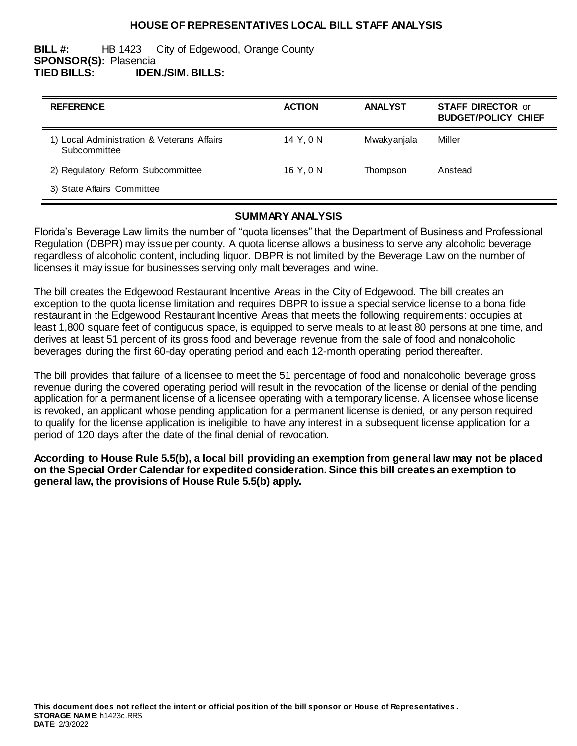# HOUSE OF REPRESENTATIVES LOCAL BILL STAFF ANALYSIS

**BILL #:** HB 1423 City of Edgewood, Orange County
**SPONSOR(S):** Plasencia
**TIED BILLS:** **IDEN./SIM. BILLS:**

| REFERENCE | ACTION | ANALYST | STAFF DIRECTOR or BUDGET/POLICY CHIEF |
|---|---|---|---|
| 1) Local Administration & Veterans Affairs Subcommittee | 14 Y, 0 N | Mwakyanjala | Miller |
| 2) Regulatory Reform Subcommittee | 16 Y, 0 N | Thompson | Anstead |
| 3) State Affairs Committee | | | |

## SUMMARY ANALYSIS

Florida's Beverage Law limits the number of "quota licenses" that the Department of Business and Professional Regulation (DBPR) may issue per county. A quota license allows a business to serve any alcoholic beverage regardless of alcoholic content, including liquor. DBPR is not limited by the Beverage Law on the number of licenses it may issue for businesses serving only malt beverages and wine.

The bill creates the Edgewood Restaurant Incentive Areas in the City of Edgewood. The bill creates an exception to the quota license limitation and requires DBPR to issue a special service license to a bona fide restaurant in the Edgewood Restaurant Incentive Areas that meets the following requirements: occupies at least 1,800 square feet of contiguous space, is equipped to serve meals to at least 80 persons at one time, and derives at least 51 percent of its gross food and beverage revenue from the sale of food and nonalcoholic beverages during the first 60-day operating period and each 12-month operating period thereafter.

The bill provides that failure of a licensee to meet the 51 percentage of food and nonalcoholic beverage gross revenue during the covered operating period will result in the revocation of the license or denial of the pending application for a permanent license of a licensee operating with a temporary license. A licensee whose license is revoked, an applicant whose pending application for a permanent license is denied, or any person required to qualify for the license application is ineligible to have any interest in a subsequent license application for a period of 120 days after the date of the final denial of revocation.

**According to House Rule 5.5(b), a local bill providing an exemption from general law may not be placed on the Special Order Calendar for expedited consideration. Since this bill creates an exemption to general law, the provisions of House Rule 5.5(b) apply.**

**This document does not reflect the intent or official position of the bill sponsor or House of Representatives.**
**STORAGE NAME**: h1423c.RRS
**DATE**: 2/3/2022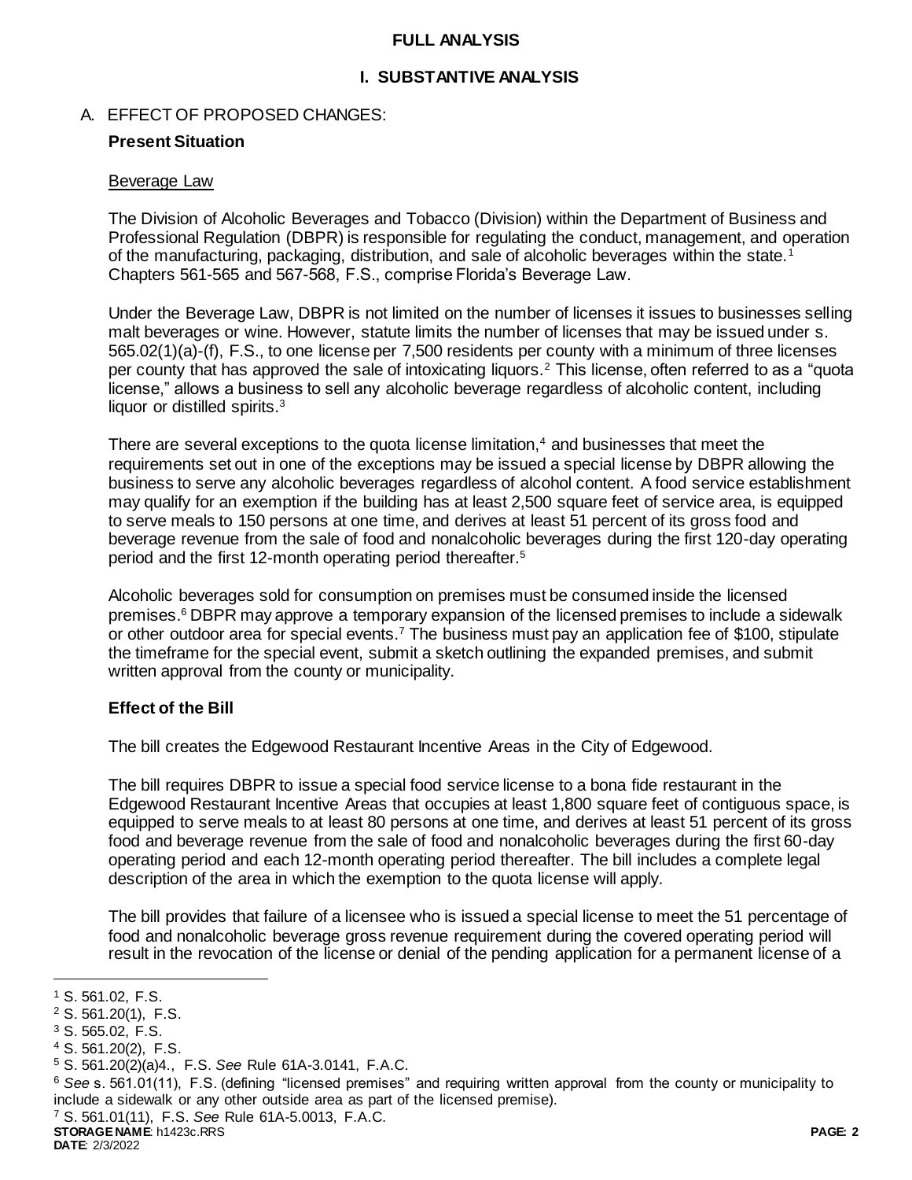## FULL ANALYSIS

### I. SUBSTANTIVE ANALYSIS

A. EFFECT OF PROPOSED CHANGES:

**Present Situation**

Beverage Law

The Division of Alcoholic Beverages and Tobacco (Division) within the Department of Business and Professional Regulation (DBPR) is responsible for regulating the conduct, management, and operation of the manufacturing, packaging, distribution, and sale of alcoholic beverages within the state.[1] Chapters 561-565 and 567-568, F.S., comprise Florida's Beverage Law.

Under the Beverage Law, DBPR is not limited on the number of licenses it issues to businesses selling malt beverages or wine. However, statute limits the number of licenses that may be issued under s. 565.02(1)(a)-(f), F.S., to one license per 7,500 residents per county with a minimum of three licenses per county that has approved the sale of intoxicating liquors.[2] This license, often referred to as a "quota license," allows a business to sell any alcoholic beverage regardless of alcoholic content, including liquor or distilled spirits.[3]

There are several exceptions to the quota license limitation,[4] and businesses that meet the requirements set out in one of the exceptions may be issued a special license by DBPR allowing the business to serve any alcoholic beverages regardless of alcohol content. A food service establishment may qualify for an exemption if the building has at least 2,500 square feet of service area, is equipped to serve meals to 150 persons at one time, and derives at least 51 percent of its gross food and beverage revenue from the sale of food and nonalcoholic beverages during the first 120-day operating period and the first 12-month operating period thereafter.[5]

Alcoholic beverages sold for consumption on premises must be consumed inside the licensed premises.[6] DBPR may approve a temporary expansion of the licensed premises to include a sidewalk or other outdoor area for special events.[7] The business must pay an application fee of $100, stipulate the timeframe for the special event, submit a sketch outlining the expanded premises, and submit written approval from the county or municipality.

**Effect of the Bill**

The bill creates the Edgewood Restaurant Incentive Areas in the City of Edgewood.

The bill requires DBPR to issue a special food service license to a bona fide restaurant in the Edgewood Restaurant Incentive Areas that occupies at least 1,800 square feet of contiguous space, is equipped to serve meals to at least 80 persons at one time, and derives at least 51 percent of its gross food and beverage revenue from the sale of food and nonalcoholic beverages during the first 60-day operating period and each 12-month operating period thereafter. The bill includes a complete legal description of the area in which the exemption to the quota license will apply.

The bill provides that failure of a licensee who is issued a special license to meet the 51 percentage of food and nonalcoholic beverage gross revenue requirement during the covered operating period will result in the revocation of the license or denial of the pending application for a permanent license of a

---

[1] S. 561.02, F.S.

[2] S. 561.20(1), F.S.

[3] S. 565.02, F.S.

[4] S. 561.20(2), F.S.

[5] S. 561.20(2)(a)4., F.S. *See* Rule 61A-3.0141, F.A.C.

[6] *See* s. 561.01(11), F.S. (defining "licensed premises" and requiring written approval from the county or municipality to include a sidewalk or any other outside area as part of the licensed premise).

[7] S. 561.01(11), F.S. *See* Rule 61A-5.0013, F.A.C.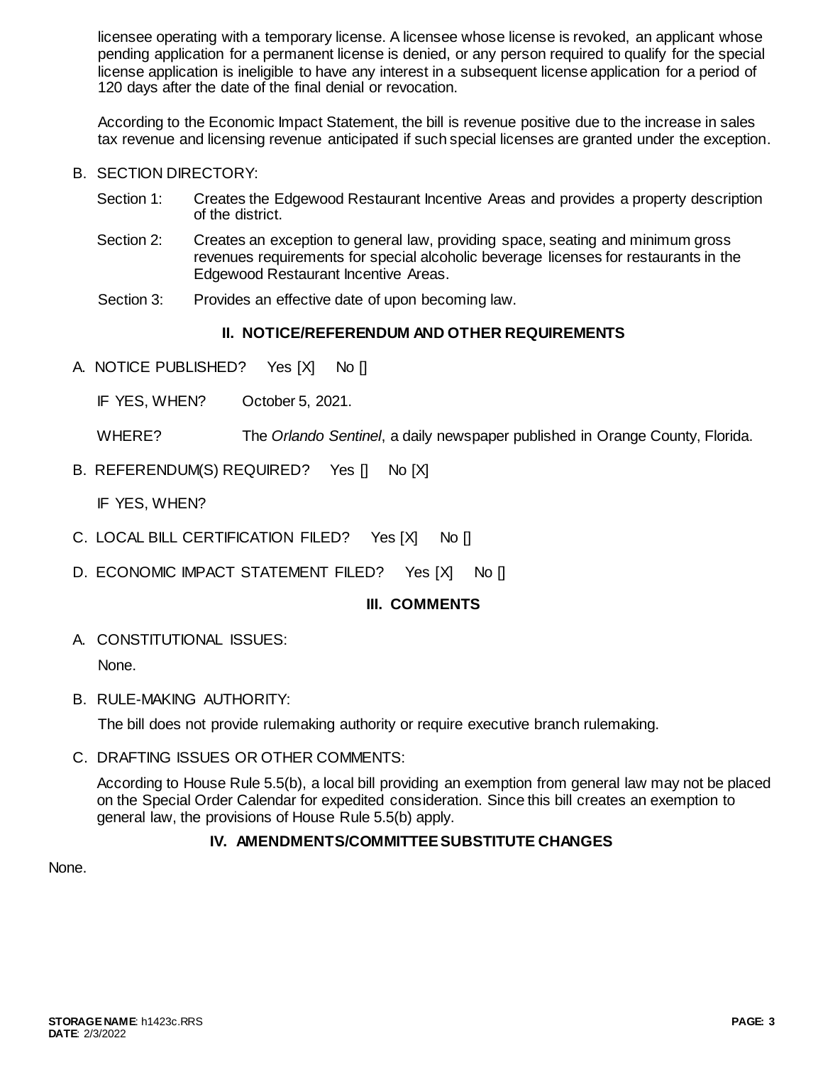licensee operating with a temporary license. A licensee whose license is revoked, an applicant whose pending application for a permanent license is denied, or any person required to qualify for the special license application is ineligible to have any interest in a subsequent license application for a period of 120 days after the date of the final denial or revocation.

According to the Economic Impact Statement, the bill is revenue positive due to the increase in sales tax revenue and licensing revenue anticipated if such special licenses are granted under the exception.

B. SECTION DIRECTORY:

Section 1: Creates the Edgewood Restaurant Incentive Areas and provides a property description of the district.

Section 2: Creates an exception to general law, providing space, seating and minimum gross revenues requirements for special alcoholic beverage licenses for restaurants in the Edgewood Restaurant Incentive Areas.

Section 3: Provides an effective date of upon becoming law.

## II. NOTICE/REFERENDUM AND OTHER REQUIREMENTS

A. NOTICE PUBLISHED? Yes [X] No []

IF YES, WHEN? October 5, 2021.

WHERE? The *Orlando Sentinel*, a daily newspaper published in Orange County, Florida.

B. REFERENDUM(S) REQUIRED? Yes [] No [X]

IF YES, WHEN?

C. LOCAL BILL CERTIFICATION FILED? Yes [X] No []

D. ECONOMIC IMPACT STATEMENT FILED? Yes [X] No []

## III. COMMENTS

A. CONSTITUTIONAL ISSUES:

None.

B. RULE-MAKING AUTHORITY:

The bill does not provide rulemaking authority or require executive branch rulemaking.

C. DRAFTING ISSUES OR OTHER COMMENTS:

According to House Rule 5.5(b), a local bill providing an exemption from general law may not be placed on the Special Order Calendar for expedited consideration. Since this bill creates an exemption to general law, the provisions of House Rule 5.5(b) apply.

## IV. AMENDMENTS/COMMITTEE SUBSTITUTE CHANGES

None.